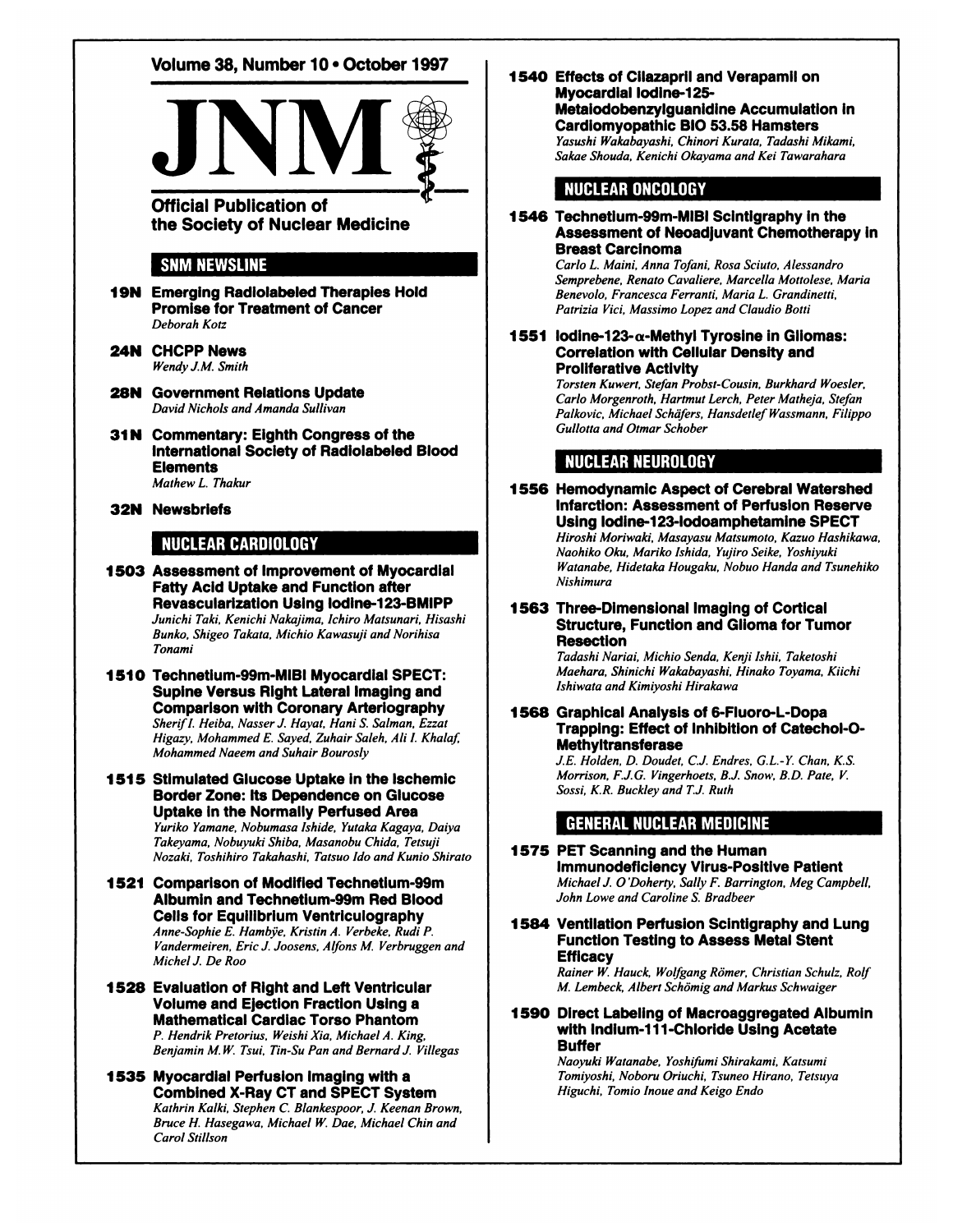Volume 38, Number 10 • October 1997

# JNM

**Official Publication of the Society of Nuclear Medicine**

## SNM NEWSLINE

**19N Emerging Radiolabeled Therapies Hold Promise for Treatment of Cancer**
*Deborah Kotz*

**24N CHCPP News**
*Wendy J.M. Smith*

**28N Government Relations Update**
*David Nichols and Amanda Sullivan*

**31N Commentary: Eighth Congress of the International Society of Radiolabeled Blood Elements**
*Mathew L. Thakur*

**32N Newsbriefs**

## NUCLEAR CARDIOLOGY

**1503 Assessment of Improvement of Myocardial Fatty Acid Uptake and Function after Revascularization Using Iodine-123-BMIPP**
*Junichi Taki, Kenichi Nakajima, Ichiro Matsunari, Hisashi Bunko, Shigeo Takata, Michio Kawasuji and Norihisa Tonami*

**1510 Technetium-99m-MIBI Myocardial SPECT: Supine Versus Right Lateral Imaging and Comparison with Coronary Arteriography**
*Sherif I. Heiba, Nasser J. Hayat, Hani S. Salman, Ezzat Higazy, Mohammed E. Sayed, Zuhair Saleh, Ali I. Khalaf, Mohammed Naeem and Suhair Bourosly*

**1515 Stimulated Glucose Uptake in the Ischemic Border Zone: Its Dependence on Glucose Uptake in the Normally Perfused Area**
*Yuriko Yamane, Nobumasa Ishide, Yutaka Kagaya, Daiya Takeyama, Nobuyuki Shiba, Masanobu Chida, Tetsuji Nozaki, Toshihiro Takahashi, Tatsuo Ido and Kunio Shirato*

**1521 Comparison of Modified Technetium-99m Albumin and Technetium-99m Red Blood Cells for Equilibrium Ventriculography**
*Anne-Sophie E. Hambÿe, Kristin A. Verbeke, Rudi P. Vandermeiren, Eric J. Joosens, Alfons M. Verbruggen and Michel J. De Roo*

**1528 Evaluation of Right and Left Ventricular Volume and Ejection Fraction Using a Mathematical Cardiac Torso Phantom**
*P. Hendrik Pretorius, Weishi Xia, Michael A. King, Benjamin M.W. Tsui, Tin-Su Pan and Bernard J. Villegas*

**1535 Myocardial Perfusion Imaging with a Combined X-Ray CT and SPECT System**
*Kathrin Kalki, Stephen C. Blankespoor, J. Keenan Brown, Bruce H. Hasegawa, Michael W. Dae, Michael Chin and Carol Stillson*

**1540 Effects of Cilazapril and Verapamil on Myocardial Iodine-125-Metaiodobenzylguanidine Accumulation in Cardiomyopathic BIO 53.58 Hamsters**
*Yasushi Wakabayashi, Chinori Kurata, Tadashi Mikami, Sakae Shouda, Kenichi Okayama and Kei Tawarahara*

## NUCLEAR ONCOLOGY

**1546 Technetium-99m-MIBI Scintigraphy in the Assessment of Neoadjuvant Chemotherapy in Breast Carcinoma**
*Carlo L. Maini, Anna Tofani, Rosa Sciuto, Alessandro Semprebene, Renato Cavaliere, Marcella Mottolese, Maria Benevolo, Francesca Ferranti, Maria L. Grandinetti, Patrizia Vici, Massimo Lopez and Claudio Botti*

**1551 Iodine-123-α-Methyl Tyrosine in Gliomas: Correlation with Cellular Density and Proliferative Activity**
*Torsten Kuwert, Stefan Probst-Cousin, Burkhard Woesler, Carlo Morgenroth, Hartmut Lerch, Peter Matheja, Stefan Palkovic, Michael Schäfers, Hansdetlef Wassmann, Filippo Gullotta and Otmar Schober*

## NUCLEAR NEUROLOGY

**1556 Hemodynamic Aspect of Cerebral Watershed Infarction: Assessment of Perfusion Reserve Using Iodine-123-Iodoamphetamine SPECT**
*Hiroshi Moriwaki, Masayasu Matsumoto, Kazuo Hashikawa, Naohiko Oku, Mariko Ishida, Yujiro Seike, Yoshiyuki Watanabe, Hidetaka Hougaku, Nobuo Handa and Tsunehiko Nishimura*

**1563 Three-Dimensional Imaging of Cortical Structure, Function and Glioma for Tumor Resection**
*Tadashi Nariai, Michio Senda, Kenji Ishii, Taketoshi Maehara, Shinichi Wakabayashi, Hinako Toyama, Kiichi Ishiwata and Kimiyoshi Hirakawa*

**1568 Graphical Analysis of 6-Fluoro-L-Dopa Trapping: Effect of Inhibition of Catechol-O-Methyltransferase**
*J.E. Holden, D. Doudet, C.J. Endres, G.L.-Y. Chan, K.S. Morrison, F.J.G. Vingerhoets, B.J. Snow, B.D. Pate, V. Sossi, K.R. Buckley and T.J. Ruth*

## GENERAL NUCLEAR MEDICINE

**1575 PET Scanning and the Human Immunodeficiency Virus-Positive Patient**
*Michael J. O'Doherty, Sally F. Barrington, Meg Campbell, John Lowe and Caroline S. Bradbeer*

**1584 Ventilation Perfusion Scintigraphy and Lung Function Testing to Assess Metal Stent Efficacy**
*Rainer W. Hauck, Wolfgang Römer, Christian Schulz, Rolf M. Lembeck, Albert Schömig and Markus Schwaiger*

**1590 Direct Labeling of Macroaggregated Albumin with Indium-111-Chloride Using Acetate Buffer**
*Naoyuki Watanabe, Yoshifumi Shirakami, Katsumi Tomiyoshi, Noboru Oriuchi, Tsuneo Hirano, Tetsuya Higuchi, Tomio Inoue and Keigo Endo*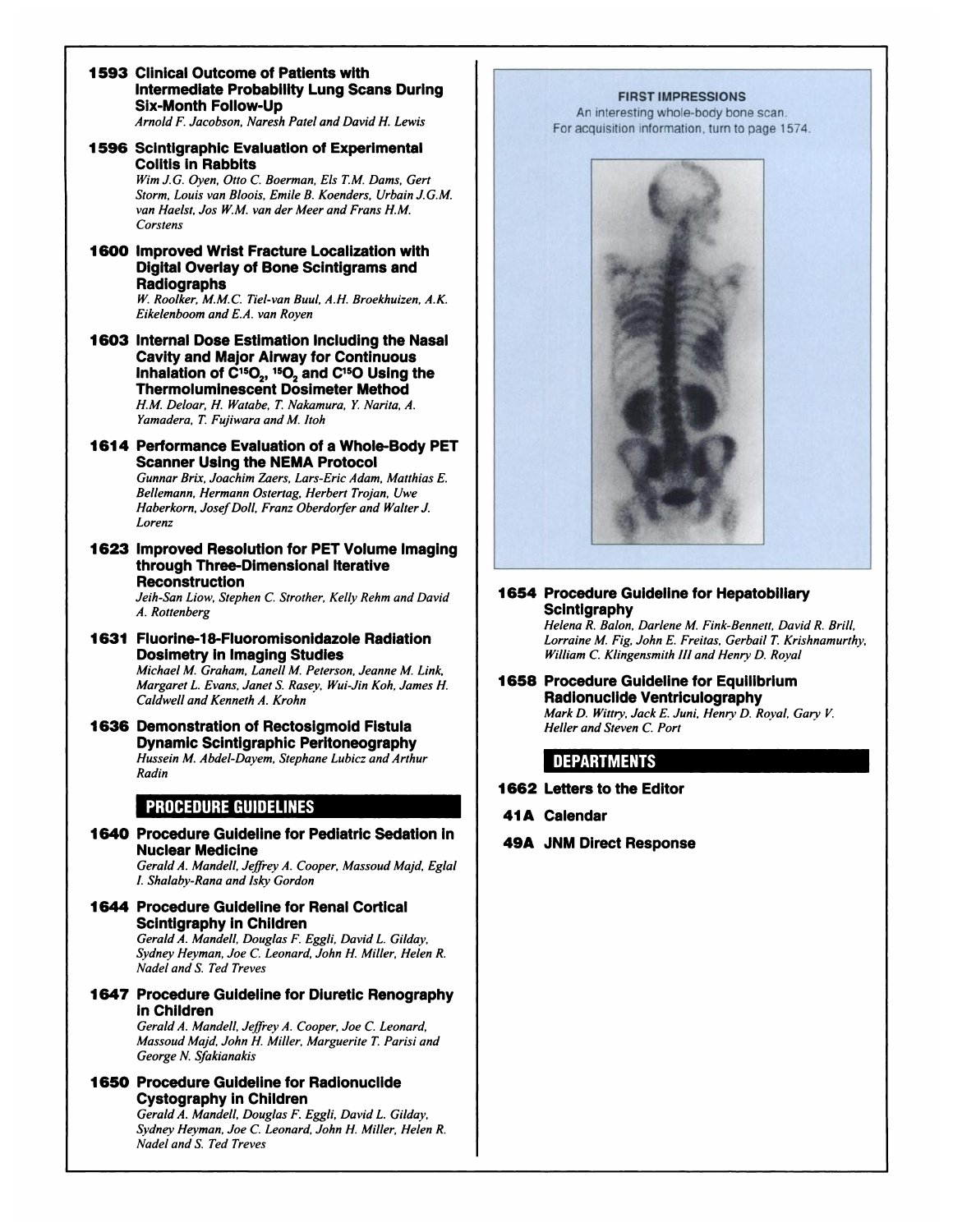**1593 Clinical Outcome of Patients with Intermediate Probability Lung Scans During Six-Month Follow-Up**
*Arnold F. Jacobson, Naresh Patel and David H. Lewis*

**1596 Scintigraphic Evaluation of Experimental Colitis in Rabbits**
*Wim J.G. Oyen, Otto C. Boerman, Els T.M. Dams, Gert Storm, Louis van Bloois, Emile B. Koenders, Urbain J.G.M. van Haelst, Jos W.M. van der Meer and Frans H.M. Corstens*

**1600 Improved Wrist Fracture Localization with Digital Overlay of Bone Scintigrams and Radiographs**
*W. Roolker, M.M.C. Tiel-van Buul, A.H. Broekhuizen, A.K. Eikelenboom and E.A. van Royen*

**1603 Internal Dose Estimation Including the Nasal Cavity and Major Airway for Continuous Inhalation of $C^{15}O_2$, $^{15}O_2$ and $C^{15}O$ Using the Thermoluminescent Dosimeter Method**
*H.M. Deloar, H. Watabe, T. Nakamura, Y. Narita, A. Yamadera, T. Fujiwara and M. Itoh*

**1614 Performance Evaluation of a Whole-Body PET Scanner Using the NEMA Protocol**
*Gunnar Brix, Joachim Zaers, Lars-Eric Adam, Matthias E. Bellemann, Hermann Ostertag, Herbert Trojan, Uwe Haberkorn, Josef Doll, Franz Oberdorfer and Walter J. Lorenz*

**1623 Improved Resolution for PET Volume Imaging through Three-Dimensional Iterative Reconstruction**
*Jeih-San Liow, Stephen C. Strother, Kelly Rehm and David A. Rottenberg*

**1631 Fluorine-18-Fluoromisonidazole Radiation Dosimetry in Imaging Studies**
*Michael M. Graham, Lanell M. Peterson, Jeanne M. Link, Margaret L. Evans, Janet S. Rasey, Wui-Jin Koh, James H. Caldwell and Kenneth A. Krohn*

**1636 Demonstration of Rectosigmoid Fistula Dynamic Scintigraphic Peritoneography**
*Hussein M. Abdel-Dayem, Stephane Lubicz and Arthur Radin*

## PROCEDURE GUIDELINES

**1640 Procedure Guideline for Pediatric Sedation in Nuclear Medicine**
*Gerald A. Mandell, Jeffrey A. Cooper, Massoud Majd, Eglal I. Shalaby-Rana and Isky Gordon*

**1644 Procedure Guideline for Renal Cortical Scintigraphy in Children**
*Gerald A. Mandell, Douglas F. Eggli, David L. Gilday, Sydney Heyman, Joe C. Leonard, John H. Miller, Helen R. Nadel and S. Ted Treves*

**1647 Procedure Guideline for Diuretic Renography in Children**
*Gerald A. Mandell, Jeffrey A. Cooper, Joe C. Leonard, Massoud Majd, John H. Miller, Marguerite T. Parisi and George N. Sfakianakis*

**1650 Procedure Guideline for Radionuclide Cystography in Children**
*Gerald A. Mandell, Douglas F. Eggli, David L. Gilday, Sydney Heyman, Joe C. Leonard, John H. Miller, Helen R. Nadel and S. Ted Treves*

FIRST IMPRESSIONS
An interesting whole-body bone scan.
For acquisition information, turn to page 1574.

**1654 Procedure Guideline for Hepatobiliary Scintigraphy**
*Helena R. Balon, Darlene M. Fink-Bennett, David R. Brill, Lorraine M. Fig, John E. Freitas, Gerbail T. Krishnamurthy, William C. Klingensmith III and Henry D. Royal*

**1658 Procedure Guideline for Equilibrium Radionuclide Ventriculography**
*Mark D. Wittry, Jack E. Juni, Henry D. Royal, Gary V. Heller and Steven C. Port*

## DEPARTMENTS

**1662 Letters to the Editor**

**41A Calendar**

**49A JNM Direct Response**